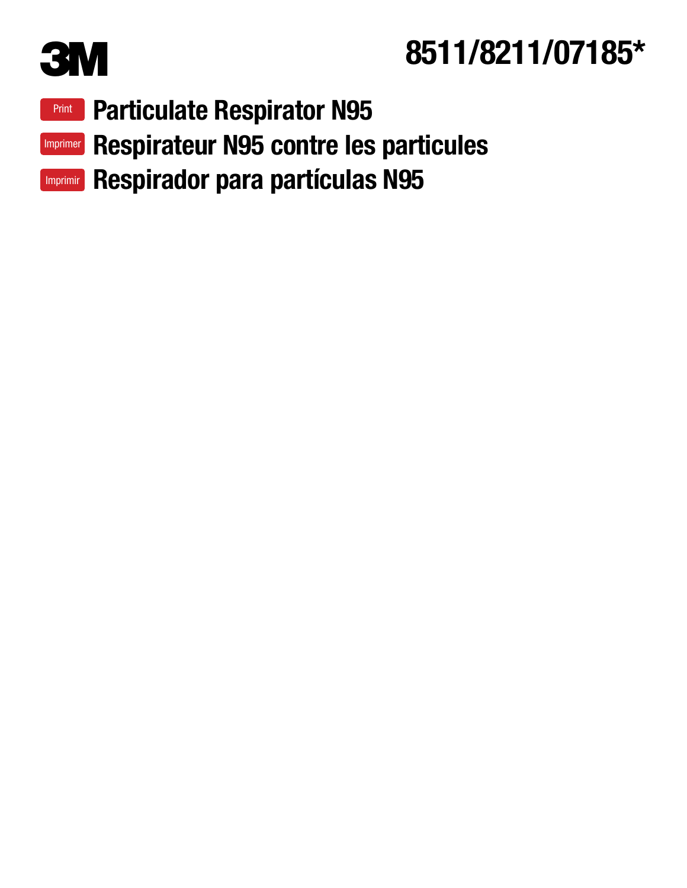3M

# 8511/8211/07185*

Print **Particulate Respirator N95**

Imprimer **Respirateur N95 contre les particules**

Imprimir **Respirador para partículas N95**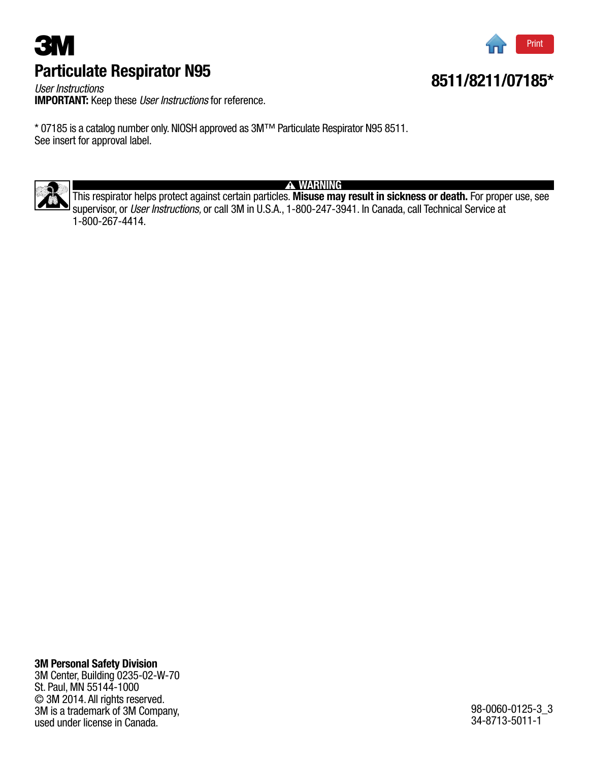**3M**

# Particulate Respirator N95

## 8511/8211/07185*

*User Instructions*

**IMPORTANT:** Keep these *User Instructions* for reference.

* 07185 is a catalog number only. NIOSH approved as 3M™ Particulate Respirator N95 8511.
See insert for approval label.

**⚠ WARNING**

This respirator helps protect against certain particles. **Misuse may result in sickness or death.** For proper use, see supervisor, or *User Instructions,* or call 3M in U.S.A., 1-800-247-3941. In Canada, call Technical Service at 1-800-267-4414.

**3M Personal Safety Division**
3M Center, Building 0235-02-W-70
St. Paul, MN 55144-1000
© 3M 2014. All rights reserved.
3M is a trademark of 3M Company, used under license in Canada.

98-0060-0125-3_3
34-8713-5011-1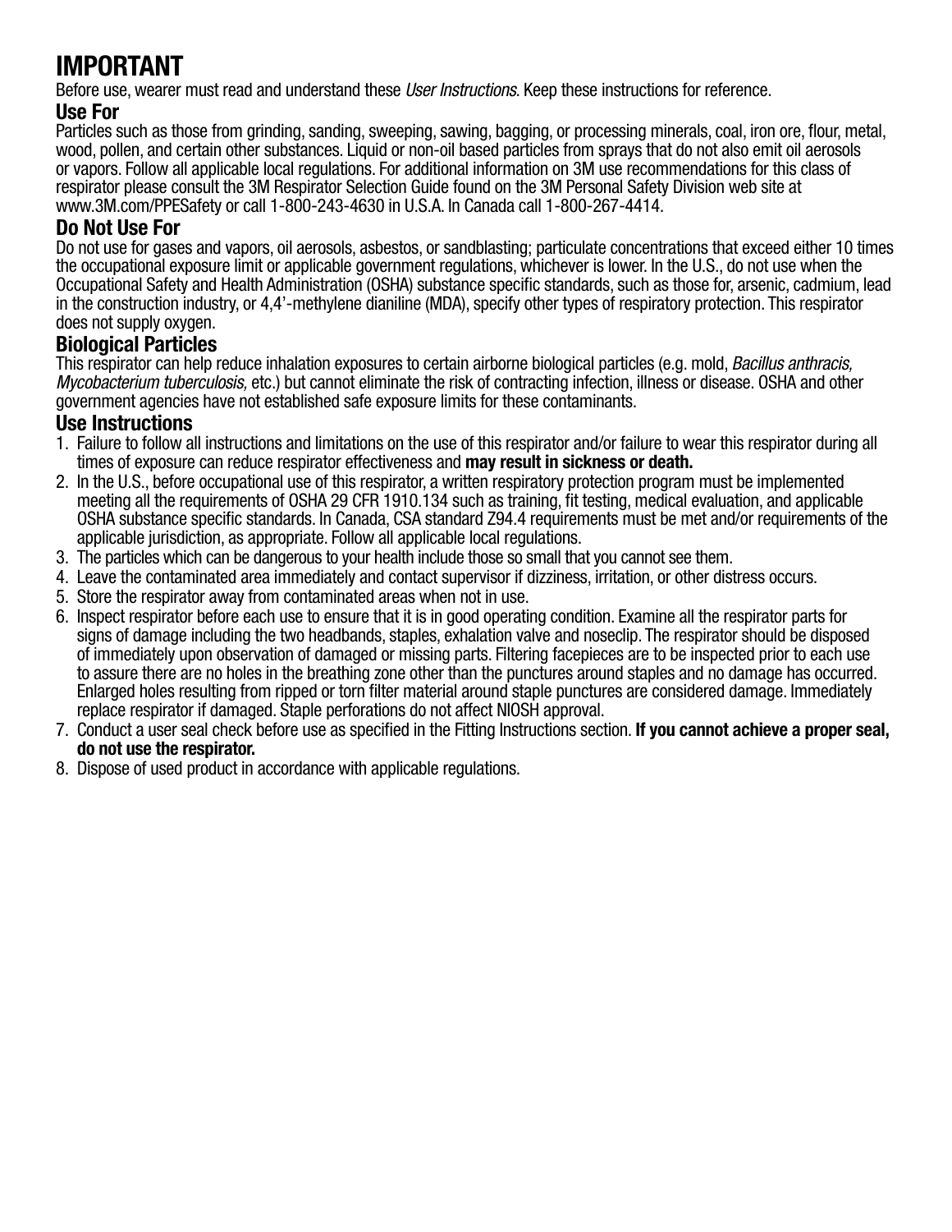# IMPORTANT

Before use, wearer must read and understand these *User Instructions*. Keep these instructions for reference.

## Use For

Particles such as those from grinding, sanding, sweeping, sawing, bagging, or processing minerals, coal, iron ore, flour, metal, wood, pollen, and certain other substances. Liquid or non-oil based particles from sprays that do not also emit oil aerosols or vapors. Follow all applicable local regulations. For additional information on 3M use recommendations for this class of respirator please consult the 3M Respirator Selection Guide found on the 3M Personal Safety Division web site at www.3M.com/PPESafety or call 1-800-243-4630 in U.S.A. In Canada call 1-800-267-4414.

## Do Not Use For

Do not use for gases and vapors, oil aerosols, asbestos, or sandblasting; particulate concentrations that exceed either 10 times the occupational exposure limit or applicable government regulations, whichever is lower. In the U.S., do not use when the Occupational Safety and Health Administration (OSHA) substance specific standards, such as those for, arsenic, cadmium, lead in the construction industry, or 4,4'-methylene dianiline (MDA), specify other types of respiratory protection. This respirator does not supply oxygen.

## Biological Particles

This respirator can help reduce inhalation exposures to certain airborne biological particles (e.g. mold, *Bacillus anthracis, Mycobacterium tuberculosis,* etc.) but cannot eliminate the risk of contracting infection, illness or disease. OSHA and other government agencies have not established safe exposure limits for these contaminants.

## Use Instructions

1. Failure to follow all instructions and limitations on the use of this respirator and/or failure to wear this respirator during all times of exposure can reduce respirator effectiveness and **may result in sickness or death.**
2. In the U.S., before occupational use of this respirator, a written respiratory protection program must be implemented meeting all the requirements of OSHA 29 CFR 1910.134 such as training, fit testing, medical evaluation, and applicable OSHA substance specific standards. In Canada, CSA standard Z94.4 requirements must be met and/or requirements of the applicable jurisdiction, as appropriate. Follow all applicable local regulations.
3. The particles which can be dangerous to your health include those so small that you cannot see them.
4. Leave the contaminated area immediately and contact supervisor if dizziness, irritation, or other distress occurs.
5. Store the respirator away from contaminated areas when not in use.
6. Inspect respirator before each use to ensure that it is in good operating condition. Examine all the respirator parts for signs of damage including the two headbands, staples, exhalation valve and noseclip. The respirator should be disposed of immediately upon observation of damaged or missing parts. Filtering facepieces are to be inspected prior to each use to assure there are no holes in the breathing zone other than the punctures around staples and no damage has occurred. Enlarged holes resulting from ripped or torn filter material around staple punctures are considered damage. Immediately replace respirator if damaged. Staple perforations do not affect NIOSH approval.
7. Conduct a user seal check before use as specified in the Fitting Instructions section. **If you cannot achieve a proper seal, do not use the respirator.**
8. Dispose of used product in accordance with applicable regulations.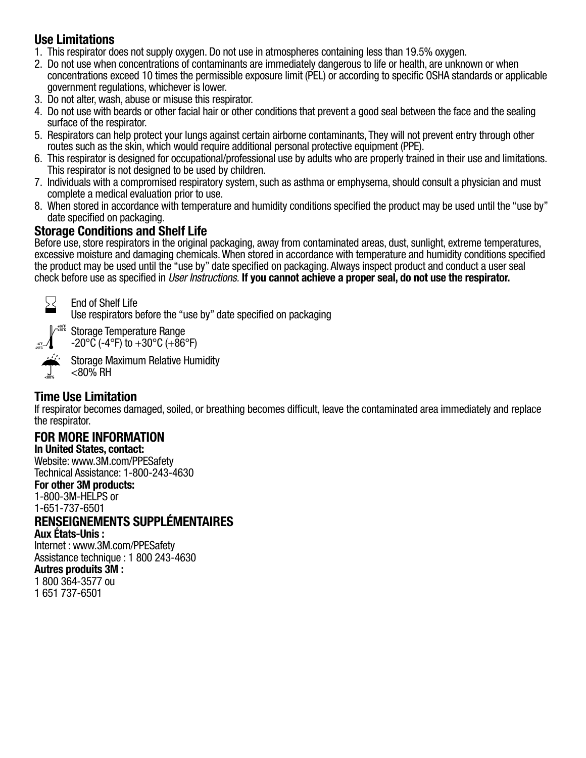## Use Limitations

1. This respirator does not supply oxygen. Do not use in atmospheres containing less than 19.5% oxygen.
2. Do not use when concentrations of contaminants are immediately dangerous to life or health, are unknown or when concentrations exceed 10 times the permissible exposure limit (PEL) or according to specific OSHA standards or applicable government regulations, whichever is lower.
3. Do not alter, wash, abuse or misuse this respirator.
4. Do not use with beards or other facial hair or other conditions that prevent a good seal between the face and the sealing surface of the respirator.
5. Respirators can help protect your lungs against certain airborne contaminants, They will not prevent entry through other routes such as the skin, which would require additional personal protective equipment (PPE).
6. This respirator is designed for occupational/professional use by adults who are properly trained in their use and limitations. This respirator is not designed to be used by children.
7. Individuals with a compromised respiratory system, such as asthma or emphysema, should consult a physician and must complete a medical evaluation prior to use.
8. When stored in accordance with temperature and humidity conditions specified the product may be used until the "use by" date specified on packaging.

## Storage Conditions and Shelf Life

Before use, store respirators in the original packaging, away from contaminated areas, dust, sunlight, extreme temperatures, excessive moisture and damaging chemicals. When stored in accordance with temperature and humidity conditions specified the product may be used until the "use by" date specified on packaging. Always inspect product and conduct a user seal check before use as specified in *User Instructions.* **If you cannot achieve a proper seal, do not use the respirator.**

End of Shelf Life
Use respirators before the "use by" date specified on packaging

Storage Temperature Range
-20°C (-4°F) to +30°C (+86°F)

Storage Maximum Relative Humidity
<80% RH

## Time Use Limitation

If respirator becomes damaged, soiled, or breathing becomes difficult, leave the contaminated area immediately and replace the respirator.

## FOR MORE INFORMATION

**In United States, contact:**
Website: www.3M.com/PPESafety
Technical Assistance: 1-800-243-4630
**For other 3M products:**
1-800-3M-HELPS or
1-651-737-6501

## RENSEIGNEMENTS SUPPLÉMENTAIRES

**Aux États-Unis :**
Internet : www.3M.com/PPESafety
Assistance technique : 1 800 243-4630
**Autres produits 3M :**
1 800 364-3577 ou
1 651 737-6501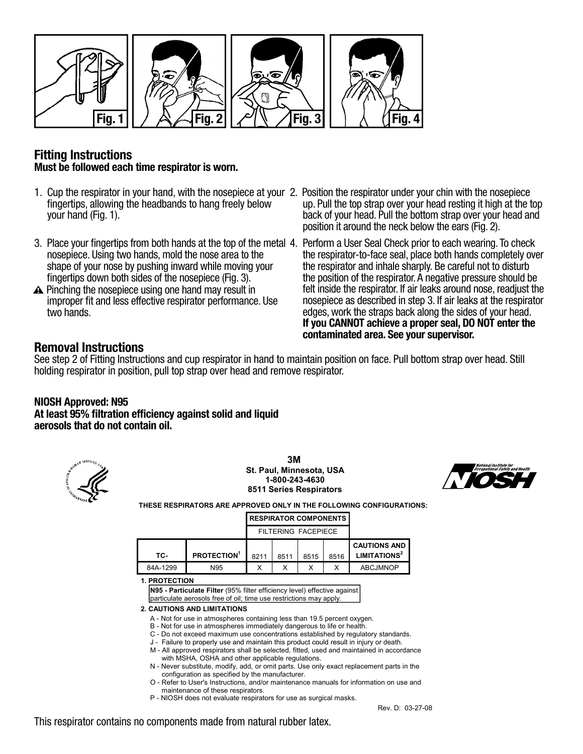Fig. 1 Fig. 2 Fig. 3 Fig. 4

## Fitting Instructions

**Must be followed each time respirator is worn.**

1. Cup the respirator in your hand, with the nosepiece at your fingertips, allowing the headbands to hang freely below your hand (Fig. 1).
2. Position the respirator under your chin with the nosepiece up. Pull the top strap over your head resting it high at the top back of your head. Pull the bottom strap over your head and position it around the neck below the ears (Fig. 2).
3. Place your fingertips from both hands at the top of the metal nosepiece. Using two hands, mold the nose area to the shape of your nose by pushing inward while moving your fingertips down both sides of the nosepiece (Fig. 3).

⚠ Pinching the nosepiece using one hand may result in improper fit and less effective respirator performance. Use two hands.

4. Perform a User Seal Check prior to each wearing. To check the respirator-to-face seal, place both hands completely over the respirator and inhale sharply. Be careful not to disturb the position of the respirator. A negative pressure should be felt inside the respirator. If air leaks around nose, readjust the nosepiece as described in step 3. If air leaks at the respirator edges, work the straps back along the sides of your head. **If you CANNOT achieve a proper seal, DO NOT enter the contaminated area. See your supervisor.**

## Removal Instructions

See step 2 of Fitting Instructions and cup respirator in hand to maintain position on face. Pull bottom strap over head. Still holding respirator in position, pull top strap over head and remove respirator.

**NIOSH Approved: N95**
**At least 95% filtration efficiency against solid and liquid aerosols that do not contain oil.**

**3M**
**St. Paul, Minnesota, USA**
**1-800-243-4630**
**8511 Series Respirators**

**THESE RESPIRATORS ARE APPROVED ONLY IN THE FOLLOWING CONFIGURATIONS:**

| | | RESPIRATOR COMPONENTS | | | | |
|---|---|---|---|---|---|---|
| | | FILTERING FACEPIECE | | | | |
| TC- | PROTECTION[1] | 8211 | 8511 | 8515 | 8516 | CAUTIONS AND LIMITATIONS[2] |
| 84A-1299 | N95 | X | X | X | X | ABCJMNOP |

**1. PROTECTION**

**N95 - Particulate Filter** (95% filter efficiency level) effective against particulate aerosols free of oil; time use restrictions may apply.

**2. CAUTIONS AND LIMITATIONS**

A - Not for use in atmospheres containing less than 19.5 percent oxygen.
B - Not for use in atmospheres immediately dangerous to life or health.
C - Do not exceed maximum use concentrations established by regulatory standards.
J - Failure to properly use and maintain this product could result in injury or death.
M - All approved respirators shall be selected, fitted, used and maintained in accordance with MSHA, OSHA and other applicable regulations.
N - Never substitute, modify, add, or omit parts. Use only exact replacement parts in the configuration as specified by the manufacturer.
O - Refer to User's Instructions, and/or maintenance manuals for information on use and maintenance of these respirators.
P - NIOSH does not evaluate respirators for use as surgical masks.

Rev. D: 03-27-08

This respirator contains no components made from natural rubber latex.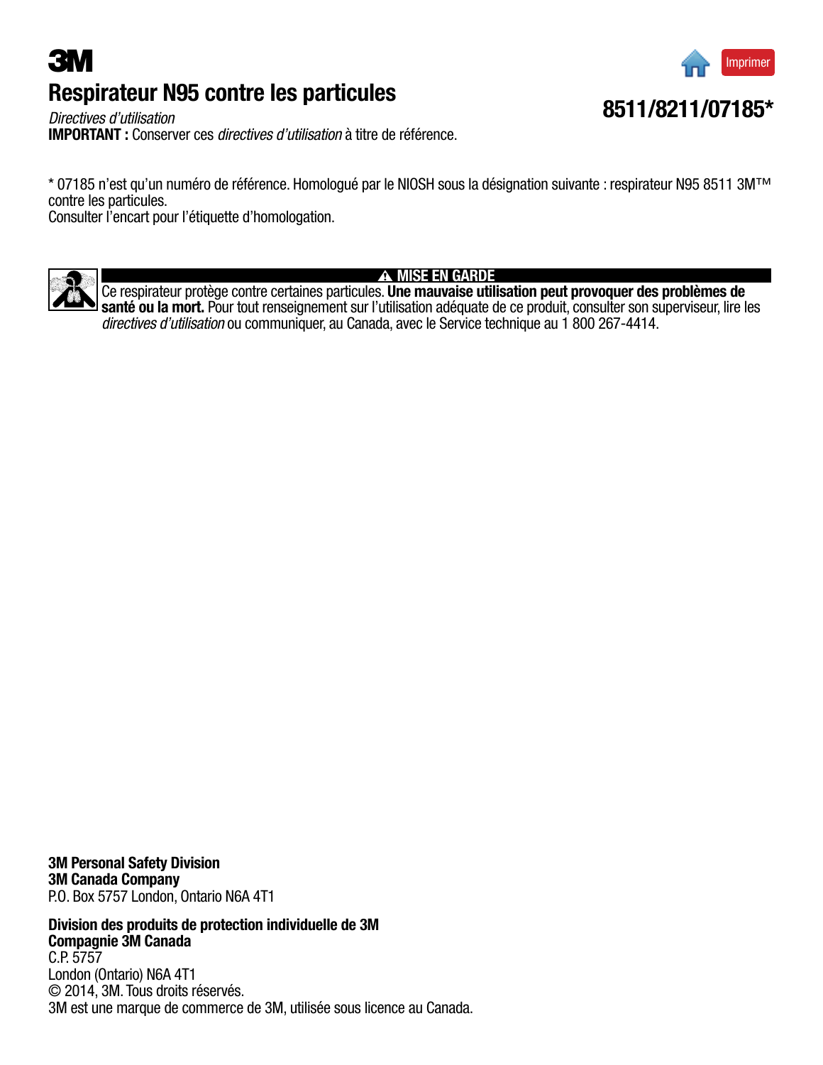**3M**

# Respirateur N95 contre les particules

## 8511/8211/07185*

*Directives d'utilisation*

**IMPORTANT :** Conserver ces *directives d'utilisation* à titre de référence.

* 07185 n'est qu'un numéro de référence. Homologué par le NIOSH sous la désignation suivante : respirateur N95 8511 3M™ contre les particules.
Consulter l'encart pour l'étiquette d'homologation.

**⚠ MISE EN GARDE**

Ce respirateur protège contre certaines particules. **Une mauvaise utilisation peut provoquer des problèmes de santé ou la mort.** Pour tout renseignement sur l'utilisation adéquate de ce produit, consulter son superviseur, lire les *directives d'utilisation* ou communiquer, au Canada, avec le Service technique au 1 800 267-4414.

**3M Personal Safety Division**
**3M Canada Company**
P.O. Box 5757 London, Ontario N6A 4T1

**Division des produits de protection individuelle de 3M**
**Compagnie 3M Canada**
C.P. 5757
London (Ontario) N6A 4T1
© 2014, 3M. Tous droits réservés.
3M est une marque de commerce de 3M, utilisée sous licence au Canada.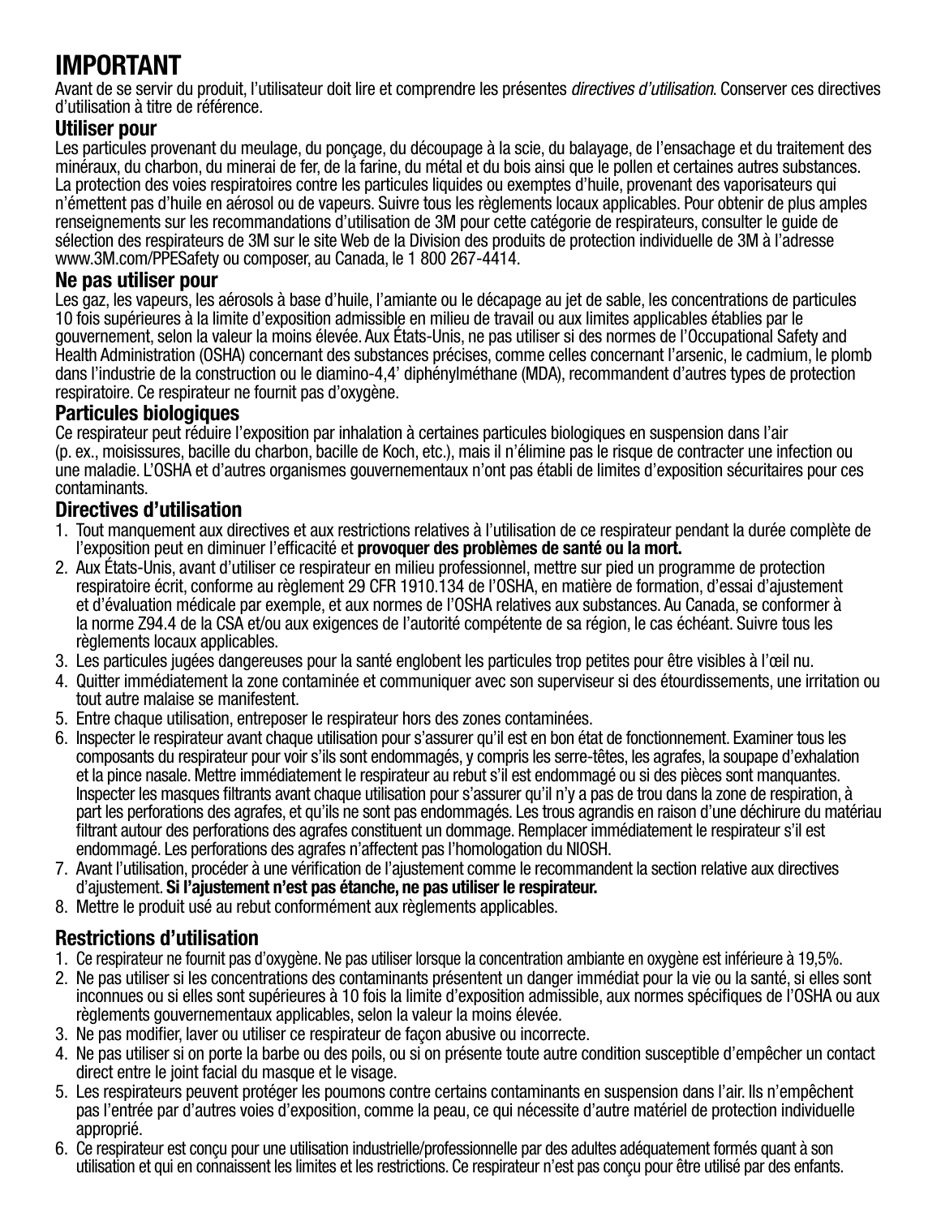# IMPORTANT

Avant de se servir du produit, l'utilisateur doit lire et comprendre les présentes *directives d'utilisation*. Conserver ces directives d'utilisation à titre de référence.

### Utiliser pour

Les particules provenant du meulage, du ponçage, du découpage à la scie, du balayage, de l'ensachage et du traitement des minéraux, du charbon, du minerai de fer, de la farine, du métal et du bois ainsi que le pollen et certaines autres substances. La protection des voies respiratoires contre les particules liquides ou exemptes d'huile, provenant des vaporisateurs qui n'émettent pas d'huile en aérosol ou de vapeurs. Suivre tous les règlements locaux applicables. Pour obtenir de plus amples renseignements sur les recommandations d'utilisation de 3M pour cette catégorie de respirateurs, consulter le guide de sélection des respirateurs de 3M sur le site Web de la Division des produits de protection individuelle de 3M à l'adresse www.3M.com/PPESafety ou composer, au Canada, le 1 800 267-4414.

### Ne pas utiliser pour

Les gaz, les vapeurs, les aérosols à base d'huile, l'amiante ou le décapage au jet de sable, les concentrations de particules 10 fois supérieures à la limite d'exposition admissible en milieu de travail ou aux limites applicables établies par le gouvernement, selon la valeur la moins élevée. Aux États-Unis, ne pas utiliser si des normes de l'Occupational Safety and Health Administration (OSHA) concernant des substances précises, comme celles concernant l'arsenic, le cadmium, le plomb dans l'industrie de la construction ou le diamino-4,4' diphénylméthane (MDA), recommandent d'autres types de protection respiratoire. Ce respirateur ne fournit pas d'oxygène.

### Particules biologiques

Ce respirateur peut réduire l'exposition par inhalation à certaines particules biologiques en suspension dans l'air (p. ex., moisissures, bacille du charbon, bacille de Koch, etc.), mais il n'élimine pas le risque de contracter une infection ou une maladie. L'OSHA et d'autres organismes gouvernementaux n'ont pas établi de limites d'exposition sécuritaires pour ces contaminants.

### Directives d'utilisation

1. Tout manquement aux directives et aux restrictions relatives à l'utilisation de ce respirateur pendant la durée complète de l'exposition peut en diminuer l'efficacité et **provoquer des problèmes de santé ou la mort.**
2. Aux États-Unis, avant d'utiliser ce respirateur en milieu professionnel, mettre sur pied un programme de protection respiratoire écrit, conforme au règlement 29 CFR 1910.134 de l'OSHA, en matière de formation, d'essai d'ajustement et d'évaluation médicale par exemple, et aux normes de l'OSHA relatives aux substances. Au Canada, se conformer à la norme Z94.4 de la CSA et/ou aux exigences de l'autorité compétente de sa région, le cas échéant. Suivre tous les règlements locaux applicables.
3. Les particules jugées dangereuses pour la santé englobent les particules trop petites pour être visibles à l'œil nu.
4. Quitter immédiatement la zone contaminée et communiquer avec son superviseur si des étourdissements, une irritation ou tout autre malaise se manifestent.
5. Entre chaque utilisation, entreposer le respirateur hors des zones contaminées.
6. Inspecter le respirateur avant chaque utilisation pour s'assurer qu'il est en bon état de fonctionnement. Examiner tous les composants du respirateur pour voir s'ils sont endommagés, y compris les serre-têtes, les agrafes, la soupape d'exhalation et la pince nasale. Mettre immédiatement le respirateur au rebut s'il est endommagé ou si des pièces sont manquantes. Inspecter les masques filtrants avant chaque utilisation pour s'assurer qu'il n'y a pas de trou dans la zone de respiration, à part les perforations des agrafes, et qu'ils ne sont pas endommagés. Les trous agrandis en raison d'une déchirure du matériau filtrant autour des perforations des agrafes constituent un dommage. Remplacer immédiatement le respirateur s'il est endommagé. Les perforations des agrafes n'affectent pas l'homologation du NIOSH.
7. Avant l'utilisation, procéder à une vérification de l'ajustement comme le recommandent la section relative aux directives d'ajustement. **Si l'ajustement n'est pas étanche, ne pas utiliser le respirateur.**
8. Mettre le produit usé au rebut conformément aux règlements applicables.

### Restrictions d'utilisation

1. Ce respirateur ne fournit pas d'oxygène. Ne pas utiliser lorsque la concentration ambiante en oxygène est inférieure à 19,5%.
2. Ne pas utiliser si les concentrations des contaminants présentent un danger immédiat pour la vie ou la santé, si elles sont inconnues ou si elles sont supérieures à 10 fois la limite d'exposition admissible, aux normes spécifiques de l'OSHA ou aux règlements gouvernementaux applicables, selon la valeur la moins élevée.
3. Ne pas modifier, laver ou utiliser ce respirateur de façon abusive ou incorrecte.
4. Ne pas utiliser si on porte la barbe ou des poils, ou si on présente toute autre condition susceptible d'empêcher un contact direct entre le joint facial du masque et le visage.
5. Les respirateurs peuvent protéger les poumons contre certains contaminants en suspension dans l'air. Ils n'empêchent pas l'entrée par d'autres voies d'exposition, comme la peau, ce qui nécessite d'autre matériel de protection individuelle approprié.
6. Ce respirateur est conçu pour une utilisation industrielle/professionnelle par des adultes adéquatement formés quant à son utilisation et qui en connaissent les limites et les restrictions. Ce respirateur n'est pas conçu pour être utilisé par des enfants.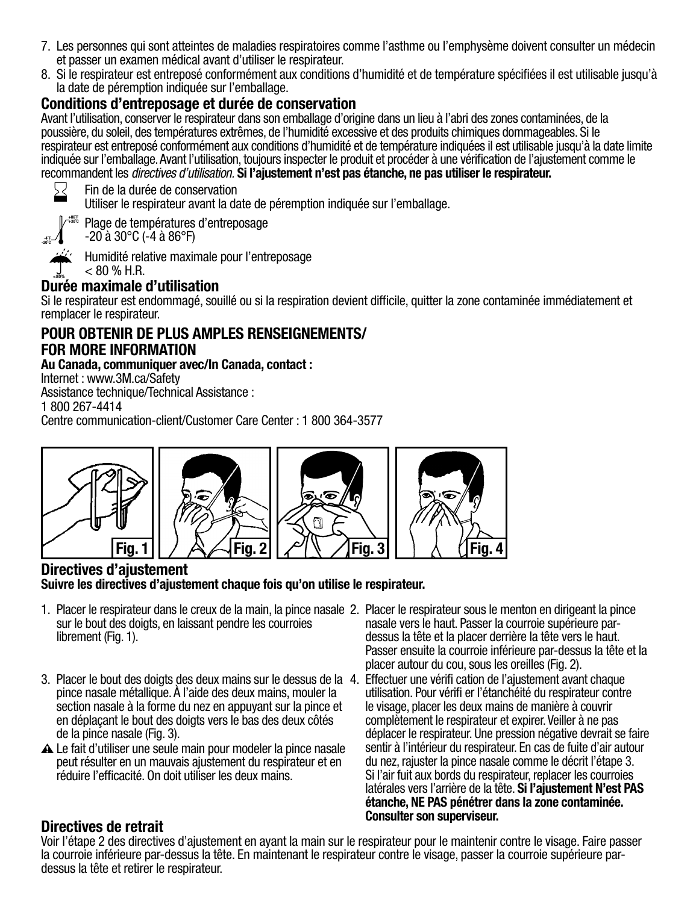7. Les personnes qui sont atteintes de maladies respiratoires comme l'asthme ou l'emphysème doivent consulter un médecin et passer un examen médical avant d'utiliser le respirateur.
8. Si le respirateur est entreposé conformément aux conditions d'humidité et de température spécifiées il est utilisable jusqu'à la date de péremption indiquée sur l'emballage.

## Conditions d'entreposage et durée de conservation

Avant l'utilisation, conserver le respirateur dans son emballage d'origine dans un lieu à l'abri des zones contaminées, de la poussière, du soleil, des températures extrêmes, de l'humidité excessive et des produits chimiques dommageables. Si le respirateur est entreposé conformément aux conditions d'humidité et de température indiquées il est utilisable jusqu'à la date limite indiquée sur l'emballage. Avant l'utilisation, toujours inspecter le produit et procéder à une vérification de l'ajustement comme le recommandent les *directives d'utilisation*. **Si l'ajustement n'est pas étanche, ne pas utiliser le respirateur.**

Fin de la durée de conservation
Utiliser le respirateur avant la date de péremption indiquée sur l'emballage.

Plage de températures d'entreposage
-20 à 30°C (-4 à 86°F)

Humidité relative maximale pour l'entreposage
< 80 % H.R.

## Durée maximale d'utilisation

Si le respirateur est endommagé, souillé ou si la respiration devient difficile, quitter la zone contaminée immédiatement et remplacer le respirateur.

### POUR OBTENIR DE PLUS AMPLES RENSEIGNEMENTS/ FOR MORE INFORMATION

**Au Canada, communiquer avec/In Canada, contact :**

Internet : www.3M.ca/Safety
Assistance technique/Technical Assistance :
1 800 267-4414
Centre communication-client/Customer Care Center : 1 800 364-3577

Fig. 1 Fig. 2 Fig. 3 Fig. 4

## Directives d'ajustement

**Suivre les directives d'ajustement chaque fois qu'on utilise le respirateur.**

1. Placer le respirateur dans le creux de la main, la pince nasale sur le bout des doigts, en laissant pendre les courroies librement (Fig. 1).
2. Placer le respirateur sous le menton en dirigeant la pince nasale vers le haut. Passer la courroie supérieure par-dessus la tête et la placer derrière la tête vers le haut. Passer ensuite la courroie inférieure par-dessus la tête et la placer autour du cou, sous les oreilles (Fig. 2).
3. Placer le bout des doigts des deux mains sur le dessus de la pince nasale métallique. À l'aide des deux mains, mouler la section nasale à la forme du nez en appuyant sur la pince et en déplaçant le bout des doigts vers le bas des deux côtés de la pince nasale (Fig. 3).

⚠ Le fait d'utiliser une seule main pour modeler la pince nasale peut résulter en un mauvais ajustement du respirateur et en réduire l'efficacité. On doit utiliser les deux mains.

4. Effectuer une vérifi cation de l'ajustement avant chaque utilisation. Pour vérifi er l'étanchéité du respirateur contre le visage, placer les deux mains de manière à couvrir complètement le respirateur et expirer. Veiller à ne pas déplacer le respirateur. Une pression négative devrait se faire sentir à l'intérieur du respirateur. En cas de fuite d'air autour du nez, rajuster la pince nasale comme le décrit l'étape 3. Si l'air fuit aux bords du respirateur, replacer les courroies latérales vers l'arrière de la tête. **Si l'ajustement N'est PAS étanche, NE PAS pénétrer dans la zone contaminée. Consulter son superviseur.**

## Directives de retrait

Voir l'étape 2 des directives d'ajustement en ayant la main sur le respirateur pour le maintenir contre le visage. Faire passer la courroie inférieure par-dessus la tête. En maintenant le respirateur contre le visage, passer la courroie supérieure par-dessus la tête et retirer le respirateur.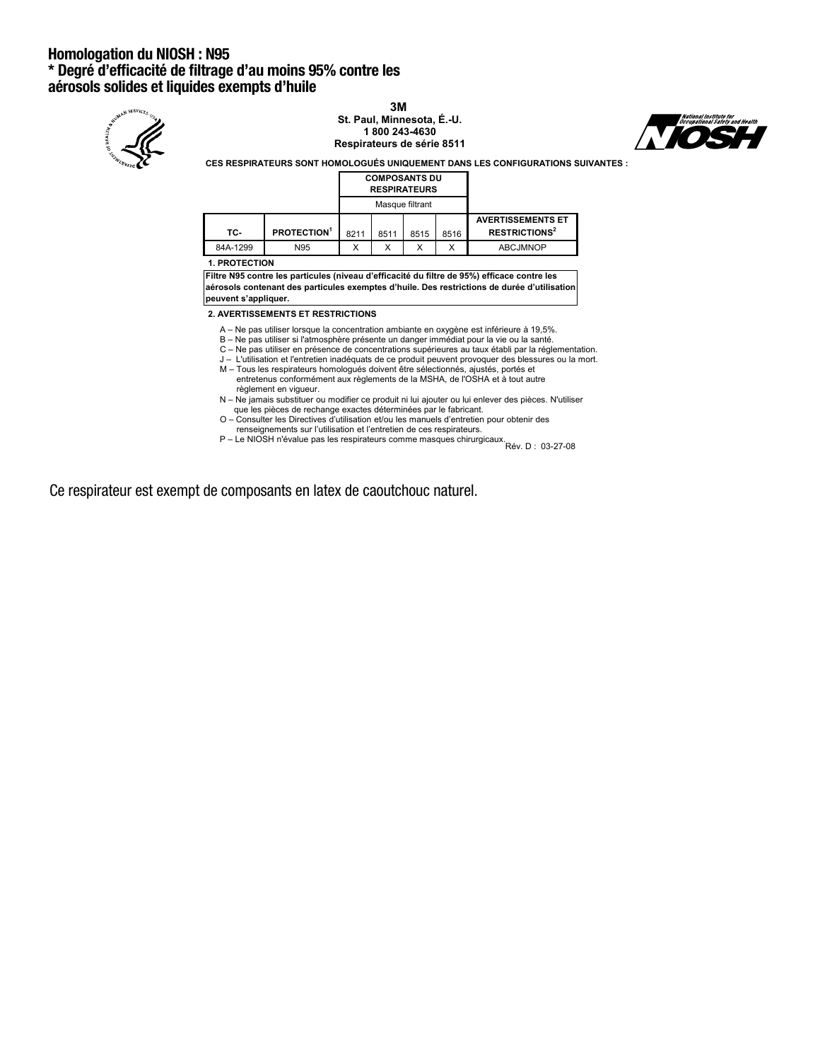# Homologation du NIOSH : N95
## * Degré d'efficacité de filtrage d'au moins 95% contre les aérosols solides et liquides exempts d'huile

**3M**
**St. Paul, Minnesota, É.-U.**
**1 800 243-4630**
**Respirateurs de série 8511**

**CES RESPIRATEURS SONT HOMOLOGUÉS UNIQUEMENT DANS LES CONFIGURATIONS SUIVANTES :**

| | | COMPOSANTS DU RESPIRATEURS | | | | |
|---|---|---|---|---|---|---|
| | | Masque filtrant | | | | |
| **TC-** | **PROTECTION[1]** | 8211 | 8511 | 8515 | 8516 | **AVERTISSEMENTS ET RESTRICTIONS[2]** |
| 84A-1299 | N95 | X | X | X | X | ABCJMNOP |

**1. PROTECTION**

**Filtre N95 contre les particules (niveau d'efficacité du filtre de 95%) efficace contre les aérosols contenant des particules exemptes d'huile. Des restrictions de durée d'utilisation peuvent s'appliquer.**

**2. AVERTISSEMENTS ET RESTRICTIONS**

A – Ne pas utiliser lorsque la concentration ambiante en oxygène est inférieure à 19,5%.
B – Ne pas utiliser si l'atmosphère présente un danger immédiat pour la vie ou la santé.
C – Ne pas utiliser en présence de concentrations supérieures au taux établi par la réglementation.
J – L'utilisation et l'entretien inadéquats de ce produit peuvent provoquer des blessures ou la mort.
M – Tous les respirateurs homologués doivent être sélectionnés, ajustés, portés et entretenus conformément aux règlements de la MSHA, de l'OSHA et à tout autre règlement en vigueur.
N – Ne jamais substituer ou modifier ce produit ni lui ajouter ou lui enlever des pièces. N'utiliser que les pièces de rechange exactes déterminées par le fabricant.
O – Consulter les Directives d'utilisation et/ou les manuels d'entretien pour obtenir des renseignements sur l'utilisation et l'entretien de ces respirateurs.
P – Le NIOSH n'évalue pas les respirateurs comme masques chirurgicaux.

Rév. D : 03-27-08

Ce respirateur est exempt de composants en latex de caoutchouc naturel.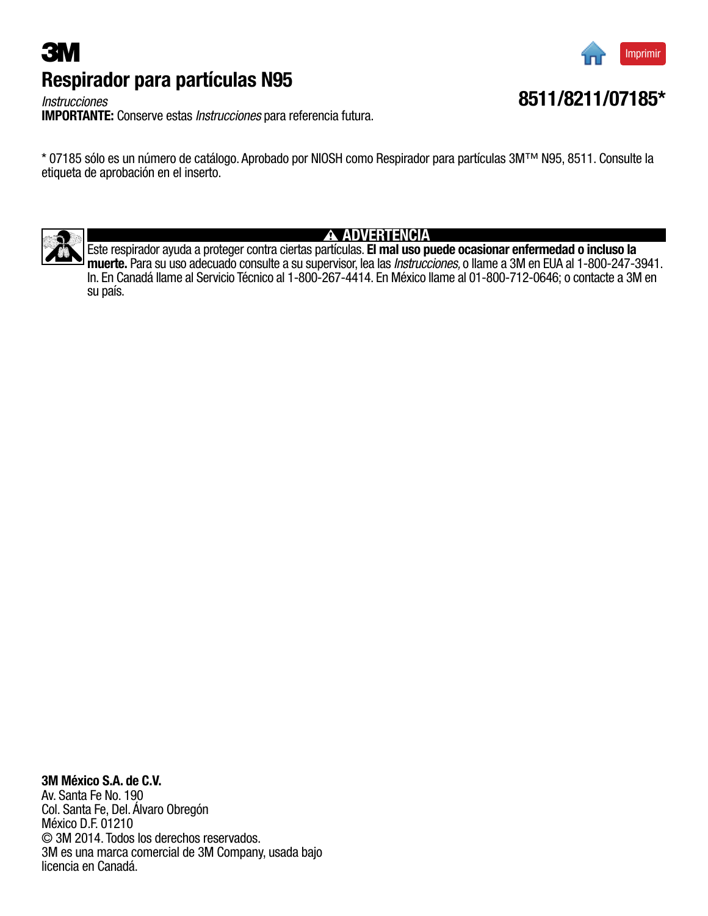**3M**

# Respirador para partículas N95

## 8511/8211/07185*

*Instrucciones*

**IMPORTANTE:** Conserve estas *Instrucciones* para referencia futura.

* 07185 sólo es un número de catálogo. Aprobado por NIOSH como Respirador para partículas 3M™ N95, 8511. Consulte la etiqueta de aprobación en el inserto.

**⚠ ADVERTENCIA**

Este respirador ayuda a proteger contra ciertas partículas. **El mal uso puede ocasionar enfermedad o incluso la muerte.** Para su uso adecuado consulte a su supervisor, lea las *Instrucciones,* o llame a 3M en EUA al 1-800-247-3941. In. En Canadá llame al Servicio Técnico al 1-800-267-4414. En México llame al 01-800-712-0646; o contacte a 3M en su país.

**3M México S.A. de C.V.**
Av. Santa Fe No. 190
Col. Santa Fe, Del. Álvaro Obregón
México D.F. 01210
© 3M 2014. Todos los derechos reservados.
3M es una marca comercial de 3M Company, usada bajo licencia en Canadá.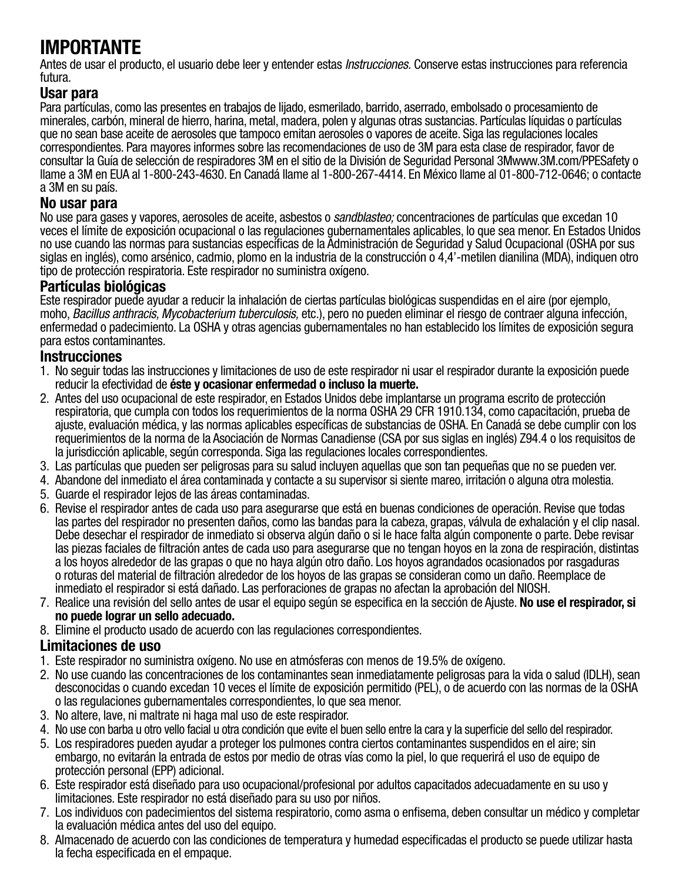# IMPORTANTE

Antes de usar el producto, el usuario debe leer y entender estas *Instrucciones.* Conserve estas instrucciones para referencia futura.

## Usar para

Para partículas, como las presentes en trabajos de lijado, esmerilado, barrido, aserrado, embolsado o procesamiento de minerales, carbón, mineral de hierro, harina, metal, madera, polen y algunas otras sustancias. Partículas líquidas o partículas que no sean base aceite de aerosoles que tampoco emitan aerosoles o vapores de aceite. Siga las regulaciones locales correspondientes. Para mayores informes sobre las recomendaciones de uso de 3M para esta clase de respirador, favor de consultar la Guía de selección de respiradores 3M en el sitio de la División de Seguridad Personal 3Mwww.3M.com/PPESafety o llame a 3M en EUA al 1-800-243-4630. En Canadá llame al 1-800-267-4414. En México llame al 01-800-712-0646; o contacte a 3M en su país.

## No usar para

No use para gases y vapores, aerosoles de aceite, asbestos o *sandblasteo;* concentraciones de partículas que excedan 10 veces el límite de exposición ocupacional o las regulaciones gubernamentales aplicables, lo que sea menor. En Estados Unidos no use cuando las normas para sustancias específicas de la Administración de Seguridad y Salud Ocupacional (OSHA por sus siglas en inglés), como arsénico, cadmio, plomo en la industria de la construcción o 4,4'-metilen dianilina (MDA), indiquen otro tipo de protección respiratoria. Este respirador no suministra oxígeno.

## Partículas biológicas

Este respirador puede ayudar a reducir la inhalación de ciertas partículas biológicas suspendidas en el aire (por ejemplo, moho, *Bacillus anthracis, Mycobacterium tuberculosis,* etc.), pero no pueden eliminar el riesgo de contraer alguna infección, enfermedad o padecimiento. La OSHA y otras agencias gubernamentales no han establecido los límites de exposición segura para estos contaminantes.

## Instrucciones

1. No seguir todas las instrucciones y limitaciones de uso de este respirador ni usar el respirador durante la exposición puede reducir la efectividad de **éste y ocasionar enfermedad o incluso la muerte.**
2. Antes del uso ocupacional de este respirador, en Estados Unidos debe implantarse un programa escrito de protección respiratoria, que cumpla con todos los requerimientos de la norma OSHA 29 CFR 1910.134, como capacitación, prueba de ajuste, evaluación médica, y las normas aplicables específicas de substancias de OSHA. En Canadá se debe cumplir con los requerimientos de la norma de la Asociación de Normas Canadiense (CSA por sus siglas en inglés) Z94.4 o los requisitos de la jurisdicción aplicable, según corresponda. Siga las regulaciones locales correspondientes.
3. Las partículas que pueden ser peligrosas para su salud incluyen aquellas que son tan pequeñas que no se pueden ver.
4. Abandone del inmediato el área contaminada y contacte a su supervisor si siente mareo, irritación o alguna otra molestia.
5. Guarde el respirador lejos de las áreas contaminadas.
6. Revise el respirador antes de cada uso para asegurarse que está en buenas condiciones de operación. Revise que todas las partes del respirador no presenten daños, como las bandas para la cabeza, grapas, válvula de exhalación y el clip nasal. Debe desechar el respirador de inmediato si observa algún daño o si le hace falta algún componente o parte. Debe revisar las piezas faciales de filtración antes de cada uso para asegurarse que no tengan hoyos en la zona de respiración, distintas a los hoyos alrededor de las grapas o que no haya algún otro daño. Los hoyos agrandados ocasionados por rasgaduras o roturas del material de filtración alrededor de los hoyos de las grapas se consideran como un daño. Reemplace de inmediato el respirador si está dañado. Las perforaciones de grapas no afectan la aprobación del NIOSH.
7. Realice una revisión del sello antes de usar el equipo según se especifica en la sección de Ajuste. **No use el respirador, si no puede lograr un sello adecuado.**
8. Elimine el producto usado de acuerdo con las regulaciones correspondientes.

## Limitaciones de uso

1. Este respirador no suministra oxígeno. No use en atmósferas con menos de 19.5% de oxígeno.
2. No use cuando las concentraciones de los contaminantes sean inmediatamente peligrosas para la vida o salud (IDLH), sean desconocidas o cuando excedan 10 veces el límite de exposición permitido (PEL), o de acuerdo con las normas de la OSHA o las regulaciones gubernamentales correspondientes, lo que sea menor.
3. No altere, lave, ni maltrate ni haga mal uso de este respirador.
4. No use con barba u otro vello facial u otra condición que evite el buen sello entre la cara y la superficie del sello del respirador.
5. Los respiradores pueden ayudar a proteger los pulmones contra ciertos contaminantes suspendidos en el aire; sin embargo, no evitarán la entrada de estos por medio de otras vías como la piel, lo que requerirá el uso de equipo de protección personal (EPP) adicional.
6. Este respirador está diseñado para uso ocupacional/profesional por adultos capacitados adecuadamente en su uso y limitaciones. Este respirador no está diseñado para su uso por niños.
7. Los individuos con padecimientos del sistema respiratorio, como asma o enfisema, deben consultar un médico y completar la evaluación médica antes del uso del equipo.
8. Almacenado de acuerdo con las condiciones de temperatura y humedad especificadas el producto se puede utilizar hasta la fecha especificada en el empaque.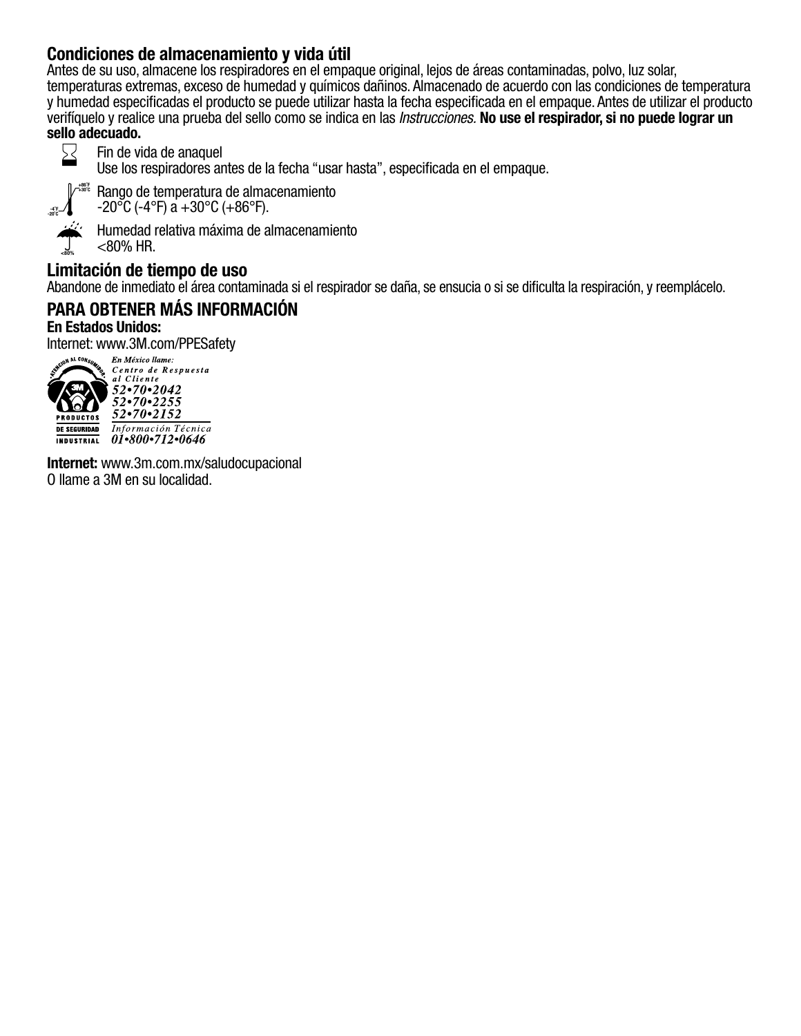## Condiciones de almacenamiento y vida útil

Antes de su uso, almacene los respiradores en el empaque original, lejos de áreas contaminadas, polvo, luz solar, temperaturas extremas, exceso de humedad y químicos dañinos. Almacenado de acuerdo con las condiciones de temperatura y humedad especificadas el producto se puede utilizar hasta la fecha especificada en el empaque. Antes de utilizar el producto verifíquelo y realice una prueba del sello como se indica en las *Instrucciones.* **No use el respirador, si no puede lograr un sello adecuado.**

Fin de vida de anaquel
Use los respiradores antes de la fecha "usar hasta", especificada en el empaque.

Rango de temperatura de almacenamiento
-20°C (-4°F) a +30°C (+86°F).

Humedad relativa máxima de almacenamiento
<80% HR.

## Limitación de tiempo de uso

Abandone de inmediato el área contaminada si el respirador se daña, se ensucia o si se dificulta la respiración, y reemplácelo.

## PARA OBTENER MÁS INFORMACIÓN

**En Estados Unidos:**
Internet: www.3M.com/PPESafety

ATENCIÓN AL CONSUMIDOR
PRODUCTOS DE SEGURIDAD INDUSTRIAL

*En México llame:*
*Centro de Respuesta al Cliente*
*52•70•2042*
*52•70•2255*
*52•70•2152*
*Información Técnica*
*01•800•712•0646*

**Internet:** www.3m.com.mx/saludocupacional
O llame a 3M en su localidad.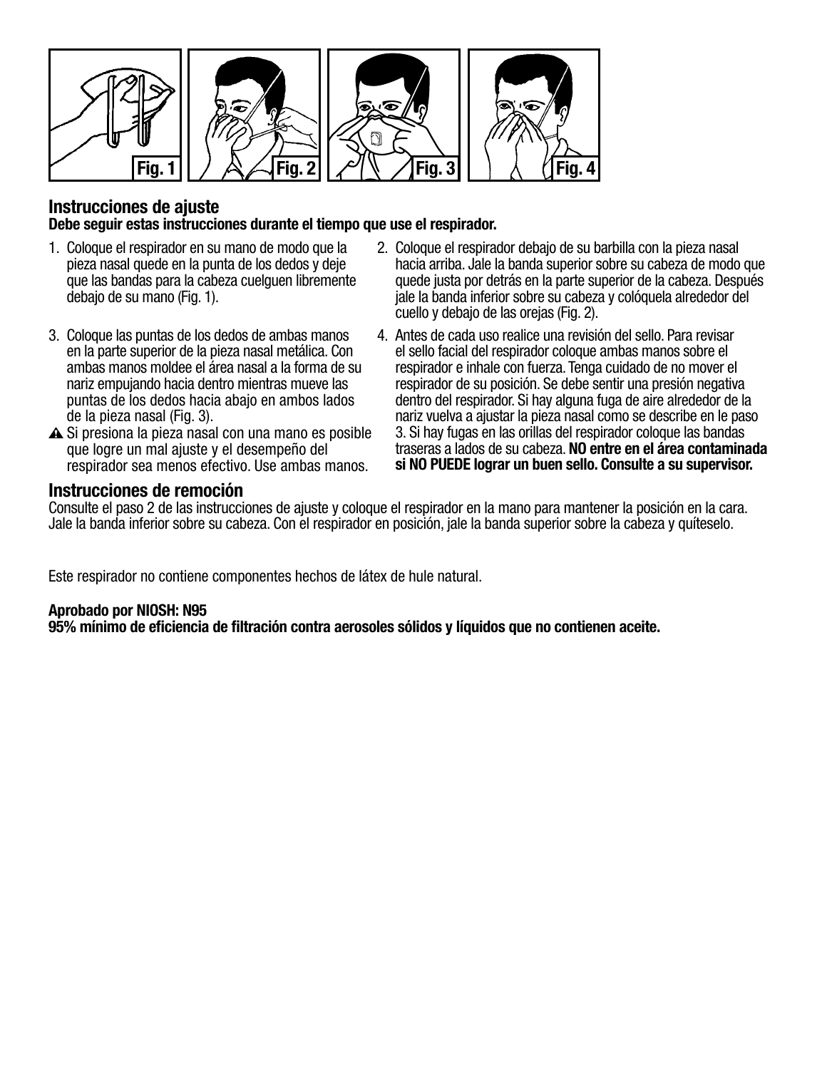Fig. 1 Fig. 2 Fig. 3 Fig. 4

## Instrucciones de ajuste

**Debe seguir estas instrucciones durante el tiempo que use el respirador.**

1. Coloque el respirador en su mano de modo que la pieza nasal quede en la punta de los dedos y deje que las bandas para la cabeza cuelguen libremente debajo de su mano (Fig. 1).
2. Coloque el respirador debajo de su barbilla con la pieza nasal hacia arriba. Jale la banda superior sobre su cabeza de modo que quede justa por detrás en la parte superior de la cabeza. Después jale la banda inferior sobre su cabeza y colóquela alrededor del cuello y debajo de las orejas (Fig. 2).
3. Coloque las puntas de los dedos de ambas manos en la parte superior de la pieza nasal metálica. Con ambas manos moldee el área nasal a la forma de su nariz empujando hacia dentro mientras mueve las puntas de los dedos hacia abajo en ambos lados de la pieza nasal (Fig. 3).

⚠ Si presiona la pieza nasal con una mano es posible que logre un mal ajuste y el desempeño del respirador sea menos efectivo. Use ambas manos.

4. Antes de cada uso realice una revisión del sello. Para revisar el sello facial del respirador coloque ambas manos sobre el respirador e inhale con fuerza. Tenga cuidado de no mover el respirador de su posición. Se debe sentir una presión negativa dentro del respirador. Si hay alguna fuga de aire alrededor de la nariz vuelva a ajustar la pieza nasal como se describe en le paso 3. Si hay fugas en las orillas del respirador coloque las bandas traseras a lados de su cabeza. **NO entre en el área contaminada si NO PUEDE lograr un buen sello. Consulte a su supervisor.**

## Instrucciones de remoción

Consulte el paso 2 de las instrucciones de ajuste y coloque el respirador en la mano para mantener la posición en la cara. Jale la banda inferior sobre su cabeza. Con el respirador en posición, jale la banda superior sobre la cabeza y quíteselo.

Este respirador no contiene componentes hechos de látex de hule natural.

**Aprobado por NIOSH: N95**
**95% mínimo de eficiencia de filtración contra aerosoles sólidos y líquidos que no contienen aceite.**